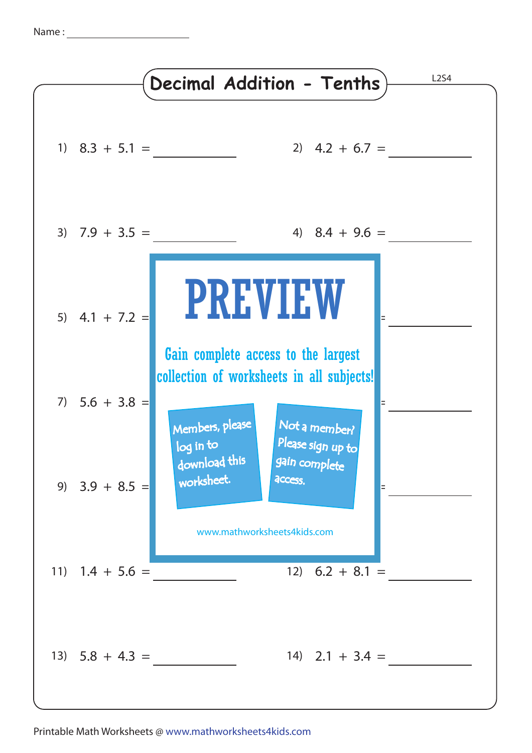Name : ______________________

# Decimal Addition - Tenths

L2S4

1) $8.3 + 5.1 =$ ____________

2) $4.2 + 6.7 =$ ____________

3) $7.9 + 3.5 =$ ____________

4) $8.4 + 9.6 =$ ____________

5) $4.1 + 7.2 =$ ____________

6) ____________

7) $5.6 + 3.8 =$ ____________

8) ____________

9) $3.9 + 8.5 =$ ____________

10) ____________

11) $1.4 + 5.6 =$ ____________

12) $6.2 + 8.1 =$ ____________

13) $5.8 + 4.3 =$ ____________

14) $2.1 + 3.4 =$ ____________

PREVIEW

Gain complete access to the largest collection of worksheets in all subjects!

Members, please log in to download this worksheet.

Not a member? Please sign up to gain complete access.

www.mathworksheets4kids.com

Printable Math Worksheets @ www.mathworksheets4kids.com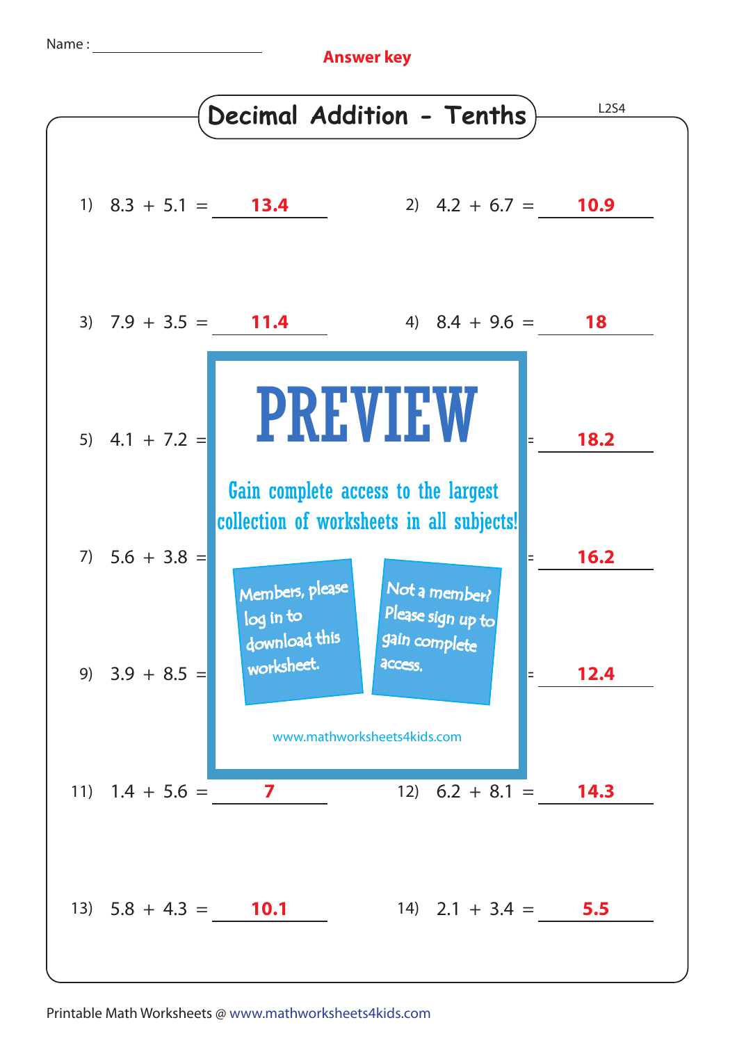Name : ____________________

**Answer key**

# Decimal Addition - Tenths

L2S4

1) $8.3 + 5.1 =$ **13.4**

2) $4.2 + 6.7 =$ **10.9**

3) $7.9 + 3.5 =$ **11.4**

4) $8.4 + 9.6 =$ **18**

5) $4.1 + 7.2 =$

6) **18.2**

7) $5.6 + 3.8 =$

8) **16.2**

9) $3.9 + 8.5 =$

10) **12.4**

11) $1.4 + 5.6 =$ **7**

12) $6.2 + 8.1 =$ **14.3**

13) $5.8 + 4.3 =$ **10.1**

14) $2.1 + 3.4 =$ **5.5**

PREVIEW

Gain complete access to the largest collection of worksheets in all subjects!

Members, please log in to download this worksheet.

Not a member? Please sign up to gain complete access.

www.mathworksheets4kids.com

Printable Math Worksheets @ www.mathworksheets4kids.com